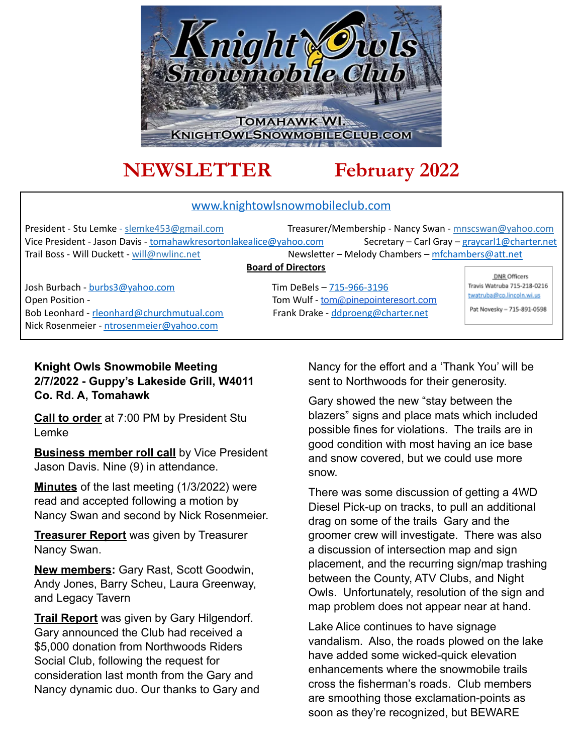Knight Owls Snowmobile Club
TOMAHAWK WI.
KNIGHTOWLSNOWMOBILECLUB.COM

# NEWSLETTER February 2022

www.knightowlsnowmobileclub.com

President - Stu Lemke - slemke453@gmail.com
Treasurer/Membership - Nancy Swan - mnscswan@yahoo.com
Vice President - Jason Davis - tomahawkresortonlakealice@yahoo.com
Secretary – Carl Gray – graycarl1@charter.net
Trail Boss - Will Duckett - will@nwlinc.net
Newsletter – Melody Chambers – mfchambers@att.net

**Board of Directors**

Josh Burbach - burbs3@yahoo.com
Open Position -
Bob Leonhard - rleonhard@churchmutual.com
Nick Rosenmeier - ntrosenmeier@yahoo.com
Tim DeBels – 715-966-3196
Tom Wulf - tom@pinepointeresort.com
Frank Drake - ddproeng@charter.net

DNR Officers
Travis Watruba 715-218-0216
twatruba@co.lincoln.wi.us
Pat Novesky – 715-891-0598

**Knight Owls Snowmobile Meeting 2/7/2022 - Guppy's Lakeside Grill, W4011 Co. Rd. A, Tomahawk**

**Call to order** at 7:00 PM by President Stu Lemke

**Business member roll call** by Vice President Jason Davis. Nine (9) in attendance.

**Minutes** of the last meeting (1/3/2022) were read and accepted following a motion by Nancy Swan and second by Nick Rosenmeier.

**Treasurer Report** was given by Treasurer Nancy Swan.

**New members:** Gary Rast, Scott Goodwin, Andy Jones, Barry Scheu, Laura Greenway, and Legacy Tavern

**Trail Report** was given by Gary Hilgendorf. Gary announced the Club had received a $5,000 donation from Northwoods Riders Social Club, following the request for consideration last month from the Gary and Nancy dynamic duo. Our thanks to Gary and Nancy for the effort and a 'Thank You' will be sent to Northwoods for their generosity.

Gary showed the new "stay between the blazers" signs and place mats which included possible fines for violations. The trails are in good condition with most having an ice base and snow covered, but we could use more snow.

There was some discussion of getting a 4WD Diesel Pick-up on tracks, to pull an additional drag on some of the trails Gary and the groomer crew will investigate. There was also a discussion of intersection map and sign placement, and the recurring sign/map trashing between the County, ATV Clubs, and Night Owls. Unfortunately, resolution of the sign and map problem does not appear near at hand.

Lake Alice continues to have signage vandalism. Also, the roads plowed on the lake have added some wicked-quick elevation enhancements where the snowmobile trails cross the fisherman's roads. Club members are smoothing those exclamation-points as soon as they're recognized, but BEWARE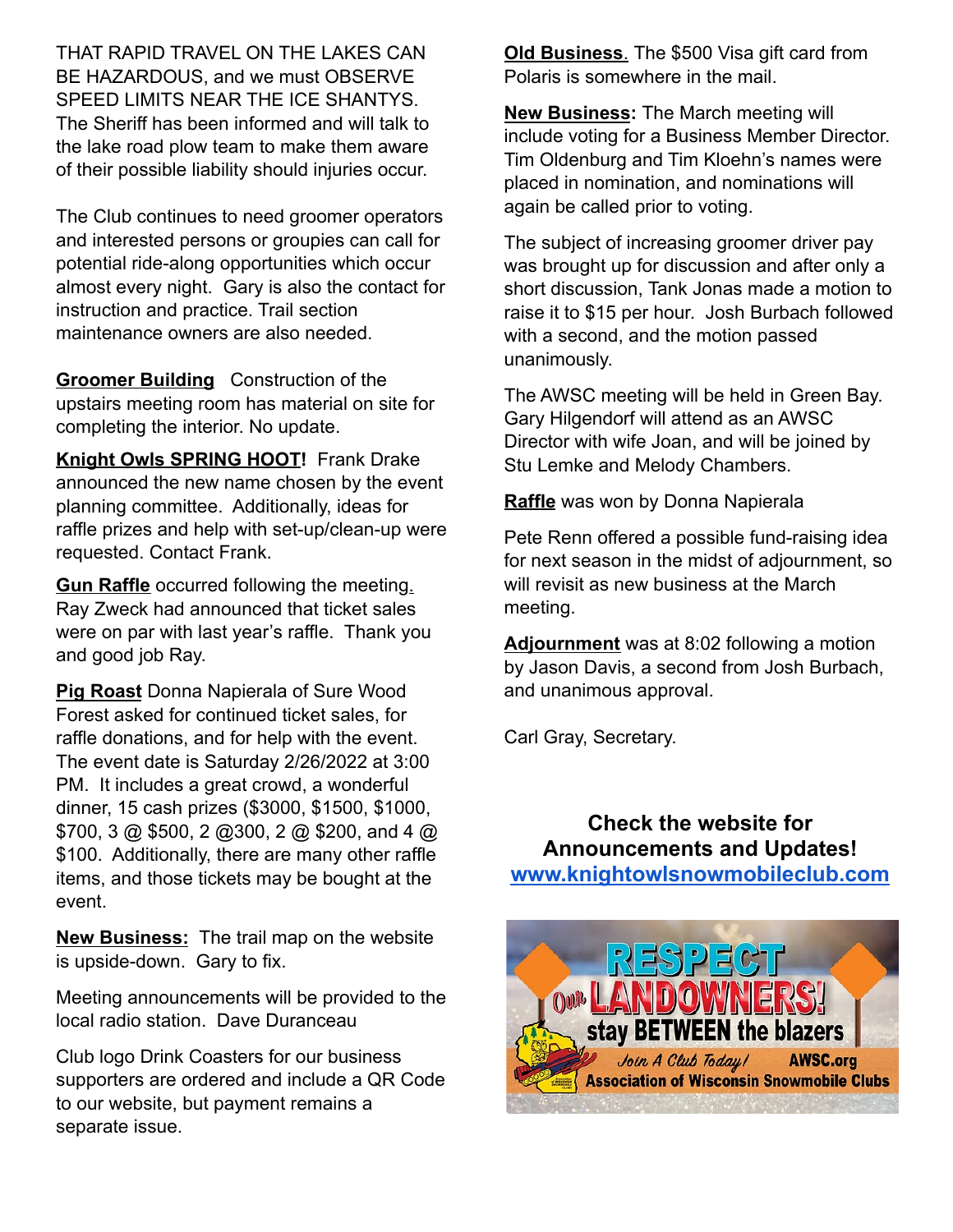THAT RAPID TRAVEL ON THE LAKES CAN BE HAZARDOUS, and we must OBSERVE SPEED LIMITS NEAR THE ICE SHANTYS. The Sheriff has been informed and will talk to the lake road plow team to make them aware of their possible liability should injuries occur.

The Club continues to need groomer operators and interested persons or groupies can call for potential ride-along opportunities which occur almost every night. Gary is also the contact for instruction and practice. Trail section maintenance owners are also needed.

**Groomer Building** Construction of the upstairs meeting room has material on site for completing the interior. No update.

**Knight Owls SPRING HOOT!** Frank Drake announced the new name chosen by the event planning committee. Additionally, ideas for raffle prizes and help with set-up/clean-up were requested. Contact Frank.

**Gun Raffle** occurred following the meeting. Ray Zweck had announced that ticket sales were on par with last year's raffle. Thank you and good job Ray.

**Pig Roast** Donna Napierala of Sure Wood Forest asked for continued ticket sales, for raffle donations, and for help with the event. The event date is Saturday 2/26/2022 at 3:00 PM. It includes a great crowd, a wonderful dinner, 15 cash prizes ($3000, $1500, $1000, $700, 3 @ $500, 2 @300, 2 @ $200, and 4 @ $100. Additionally, there are many other raffle items, and those tickets may be bought at the event.

**New Business:** The trail map on the website is upside-down. Gary to fix.

Meeting announcements will be provided to the local radio station. Dave Duranceau

Club logo Drink Coasters for our business supporters are ordered and include a QR Code to our website, but payment remains a separate issue.

**Old Business**. The $500 Visa gift card from Polaris is somewhere in the mail.

**New Business:** The March meeting will include voting for a Business Member Director. Tim Oldenburg and Tim Kloehn's names were placed in nomination, and nominations will again be called prior to voting.

The subject of increasing groomer driver pay was brought up for discussion and after only a short discussion, Tank Jonas made a motion to raise it to $15 per hour. Josh Burbach followed with a second, and the motion passed unanimously.

The AWSC meeting will be held in Green Bay. Gary Hilgendorf will attend as an AWSC Director with wife Joan, and will be joined by Stu Lemke and Melody Chambers.

**Raffle** was won by Donna Napierala

Pete Renn offered a possible fund-raising idea for next season in the midst of adjournment, so will revisit as new business at the March meeting.

**Adjournment** was at 8:02 following a motion by Jason Davis, a second from Josh Burbach, and unanimous approval.

Carl Gray, Secretary.

**Check the website for Announcements and Updates!**
**www.knightowlsnowmobileclub.com**

RESPECT Our LANDOWNERS! stay BETWEEN the blazers
Join A Club Today! AWSC.org
Association of Wisconsin Snowmobile Clubs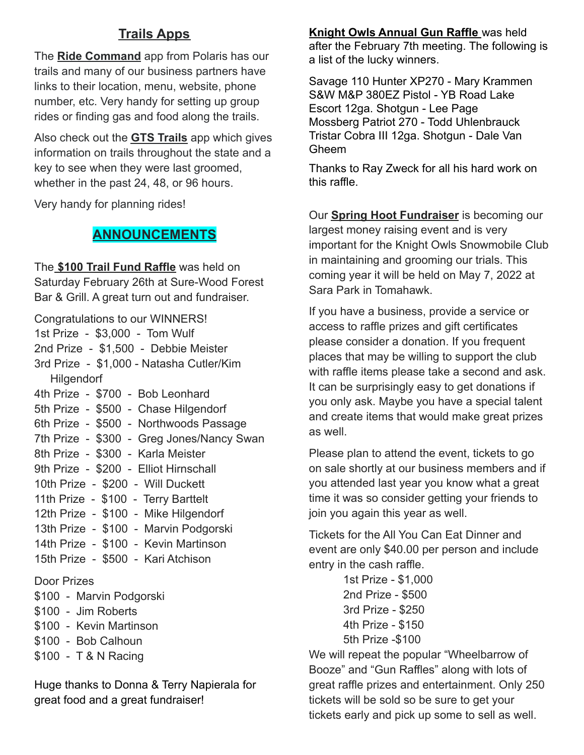## Trails Apps

The **Ride Command** app from Polaris has our trails and many of our business partners have links to their location, menu, website, phone number, etc. Very handy for setting up group rides or finding gas and food along the trails.

Also check out the **GTS Trails** app which gives information on trails throughout the state and a key to see when they were last groomed, whether in the past 24, 48, or 96 hours.

Very handy for planning rides!

## ANNOUNCEMENTS

The **$100 Trail Fund Raffle** was held on Saturday February 26th at Sure-Wood Forest Bar & Grill. A great turn out and fundraiser.

Congratulations to our WINNERS!

- 1st Prize - $3,000 - Tom Wulf
- 2nd Prize - $1,500 - Debbie Meister
- 3rd Prize - $1,000 - Natasha Cutler/Kim Hilgendorf
- 4th Prize - $700 - Bob Leonhard
- 5th Prize - $500 - Chase Hilgendorf
- 6th Prize - $500 - Northwoods Passage
- 7th Prize - $300 - Greg Jones/Nancy Swan
- 8th Prize - $300 - Karla Meister
- 9th Prize - $200 - Elliot Hirnschall
- 10th Prize - $200 - Will Duckett
- 11th Prize - $100 - Terry Barttelt
- 12th Prize - $100 - Mike Hilgendorf
- 13th Prize - $100 - Marvin Podgorski
- 14th Prize - $100 - Kevin Martinson
- 15th Prize - $500 - Kari Atchison

Door Prizes

- $100 - Marvin Podgorski
- $100 - Jim Roberts
- $100 - Kevin Martinson
- $100 - Bob Calhoun
- $100 - T & N Racing

Huge thanks to Donna & Terry Napierala for great food and a great fundraiser!

**Knight Owls Annual Gun Raffle** was held after the February 7th meeting. The following is a list of the lucky winners.

- Savage 110 Hunter XP270 - Mary Krammen
- S&W M&P 380EZ Pistol - YB Road Lake
- Escort 12ga. Shotgun - Lee Page
- Mossberg Patriot 270 - Todd Uhlenbrauck
- Tristar Cobra III 12ga. Shotgun - Dale Van Gheem

Thanks to Ray Zweck for all his hard work on this raffle.

Our **Spring Hoot Fundraiser** is becoming our largest money raising event and is very important for the Knight Owls Snowmobile Club in maintaining and grooming our trials. This coming year it will be held on May 7, 2022 at Sara Park in Tomahawk.

If you have a business, provide a service or access to raffle prizes and gift certificates please consider a donation. If you frequent places that may be willing to support the club with raffle items please take a second and ask. It can be surprisingly easy to get donations if you only ask. Maybe you have a special talent and create items that would make great prizes as well.

Please plan to attend the event, tickets to go on sale shortly at our business members and if you attended last year you know what a great time it was so consider getting your friends to join you again this year as well.

Tickets for the All You Can Eat Dinner and event are only $40.00 per person and include entry in the cash raffle.

- 1st Prize - $1,000
- 2nd Prize - $500
- 3rd Prize - $250
- 4th Prize - $150
- 5th Prize -$100

We will repeat the popular "Wheelbarrow of Booze" and "Gun Raffles" along with lots of great raffle prizes and entertainment. Only 250 tickets will be sold so be sure to get your tickets early and pick up some to sell as well.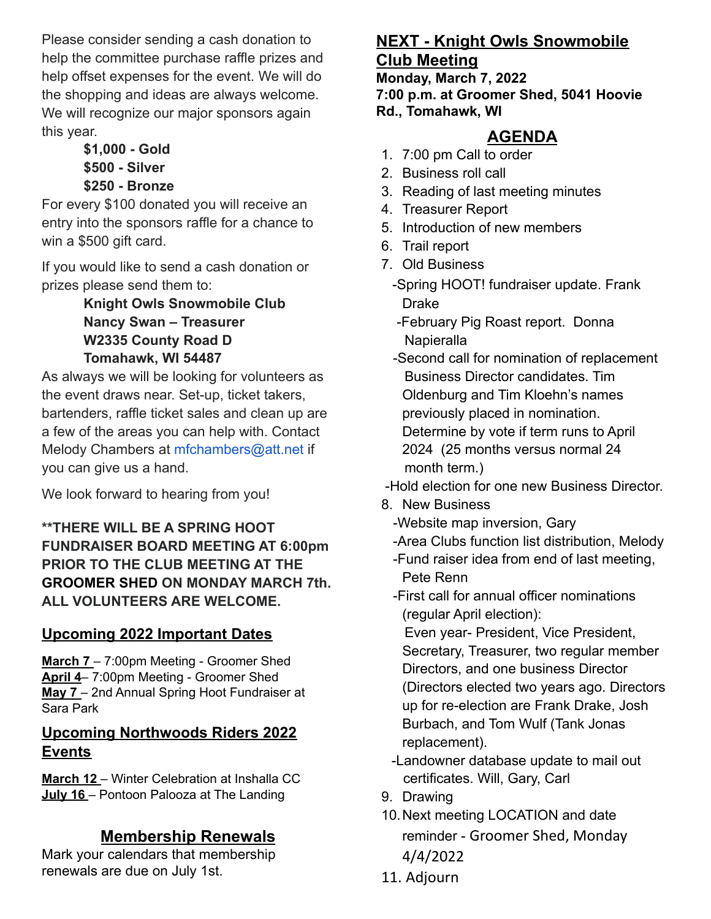Please consider sending a cash donation to help the committee purchase raffle prizes and help offset expenses for the event. We will do the shopping and ideas are always welcome. We will recognize our major sponsors again this year.

**$1,000 - Gold**
**$500 - Silver**
**$250 - Bronze**

For every $100 donated you will receive an entry into the sponsors raffle for a chance to win a $500 gift card.

If you would like to send a cash donation or prizes please send them to:

**Knight Owls Snowmobile Club**
**Nancy Swan – Treasurer**
**W2335 County Road D**
**Tomahawk, WI 54487**

As always we will be looking for volunteers as the event draws near. Set-up, ticket takers, bartenders, raffle ticket sales and clean up are a few of the areas you can help with. Contact Melody Chambers at mfchambers@att.net if you can give us a hand.

We look forward to hearing from you!

**\*\*THERE WILL BE A SPRING HOOT FUNDRAISER BOARD MEETING AT 6:00pm PRIOR TO THE CLUB MEETING AT THE GROOMER SHED ON MONDAY MARCH 7th. ALL VOLUNTEERS ARE WELCOME.**

## Upcoming 2022 Important Dates

**March 7** – 7:00pm Meeting - Groomer Shed
**April 4**– 7:00pm Meeting - Groomer Shed
**May 7** – 2nd Annual Spring Hoot Fundraiser at Sara Park

## Upcoming Northwoods Riders 2022 Events

**March 12** – Winter Celebration at Inshalla CC
**July 16** – Pontoon Palooza at The Landing

## Membership Renewals

Mark your calendars that membership renewals are due on July 1st.

## NEXT - Knight Owls Snowmobile Club Meeting

**Monday, March 7, 2022**
**7:00 p.m. at Groomer Shed, 5041 Hoovie Rd., Tomahawk, WI**

## AGENDA

1. 7:00 pm Call to order
2. Business roll call
3. Reading of last meeting minutes
4. Treasurer Report
5. Introduction of new members
6. Trail report
7. Old Business
   - -Spring HOOT! fundraiser update. Frank Drake
   - -February Pig Roast report. Donna Napieralla
   - -Second call for nomination of replacement Business Director candidates. Tim Oldenburg and Tim Kloehn's names previously placed in nomination. Determine by vote if term runs to April 2024 (25 months versus normal 24 month term.)
   - -Hold election for one new Business Director.
8. New Business
   - -Website map inversion, Gary
   - -Area Clubs function list distribution, Melody
   - -Fund raiser idea from end of last meeting, Pete Renn
   - -First call for annual officer nominations (regular April election): Even year- President, Vice President, Secretary, Treasurer, two regular member Directors, and one business Director (Directors elected two years ago. Directors up for re-election are Frank Drake, Josh Burbach, and Tom Wulf (Tank Jonas replacement).
   - -Landowner database update to mail out certificates. Will, Gary, Carl
9. Drawing
10. Next meeting LOCATION and date reminder - Groomer Shed, Monday 4/4/2022
11. Adjourn